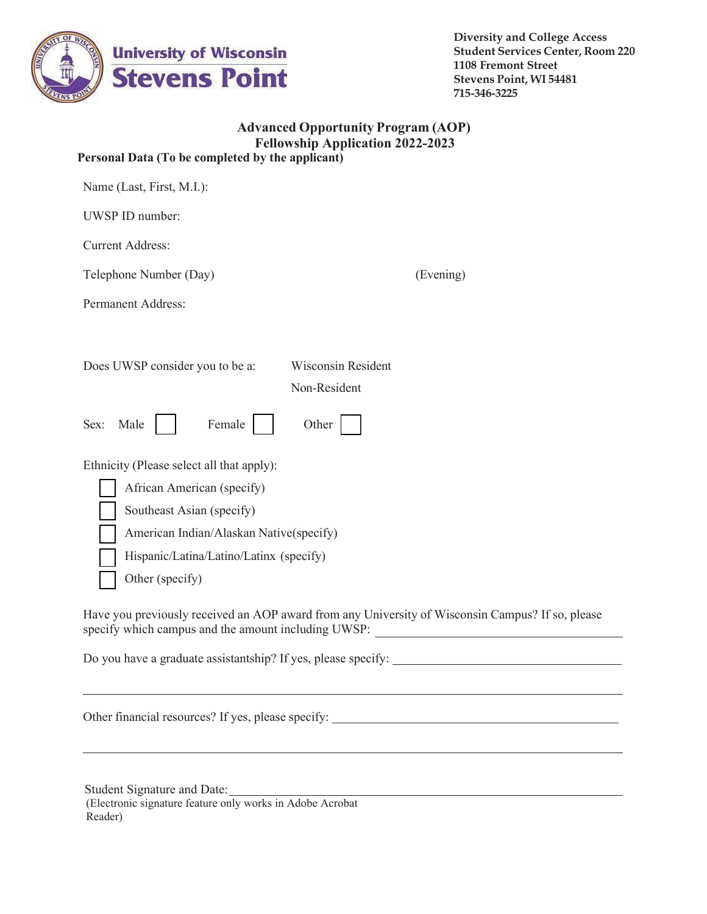Diversity and College Access
Student Services Center, Room 220
1108 Fremont Street
Stevens Point, WI 54481
715-346-3225

## Advanced Opportunity Program (AOP)
## Fellowship Application 2022-2023

**Personal Data (To be completed by the applicant)**

Name (Last, First, M.I.):

UWSP ID number:

Current Address:

Telephone Number (Day) (Evening)

Permanent Address:

Does UWSP consider you to be a: Wisconsin Resident

Non-Resident

Sex: Male ☐ Female ☐ Other ☐

Ethnicity (Please select all that apply):

- ☐ African American (specify)
- ☐ Southeast Asian (specify)
- ☐ American Indian/Alaskan Native(specify)
- ☐ Hispanic/Latina/Latino/Latinx (specify)
- ☐ Other (specify)

Have you previously received an AOP award from any University of Wisconsin Campus? If so, please specify which campus and the amount including UWSP: ______________________

Do you have a graduate assistantship? If yes, please specify: ______________________

______________________________________________

Other financial resources? If yes, please specify: ______________________

______________________________________________

Student Signature and Date: ______________________
(Electronic signature feature only works in Adobe Acrobat Reader)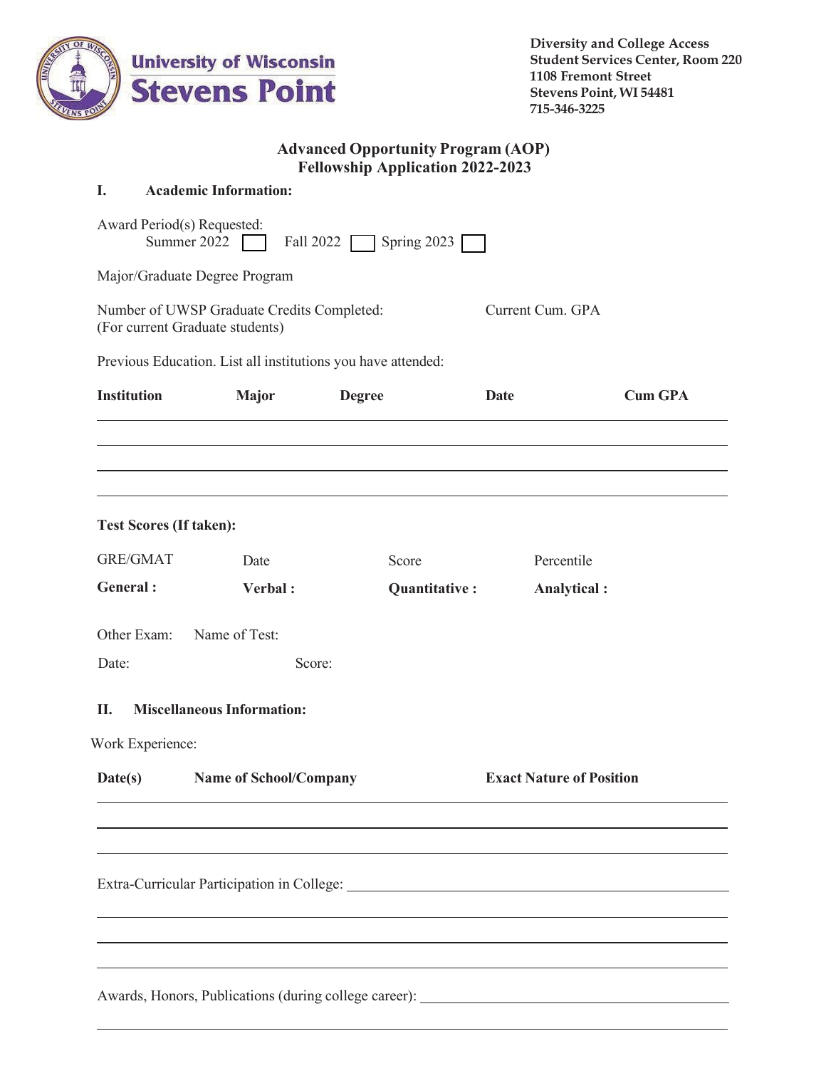**University of Wisconsin Stevens Point**

**Diversity and College Access**
**Student Services Center, Room 220**
**1108 Fremont Street**
**Stevens Point, WI 54481**
**715-346-3225**

## Advanced Opportunity Program (AOP)
## Fellowship Application 2022-2023

### I. Academic Information:

Award Period(s) Requested:
Summer 2022 ☐ Fall 2022 ☐ Spring 2023 ☐

Major/Graduate Degree Program

Number of UWSP Graduate Credits Completed: Current Cum. GPA
(For current Graduate students)

Previous Education. List all institutions you have attended:

| Institution | Major | Degree | Date | Cum GPA |
|---|---|---|---|---|
| | | | | |
| | | | | |
| | | | | |

**Test Scores (If taken):**

| GRE/GMAT | Date | Score | Percentile |
|---|---|---|---|
| **General :** | **Verbal :** | **Quantitative :** | **Analytical :** |

Other Exam: Name of Test:

Date: Score:

### II. Miscellaneous Information:

Work Experience:

| Date(s) | Name of School/Company | Exact Nature of Position |
|---|---|---|
| | | |
| | | |
| | | |

Extra-Curricular Participation in College: ______________________________

______________________________

______________________________

______________________________

Awards, Honors, Publications (during college career): ______________________________

______________________________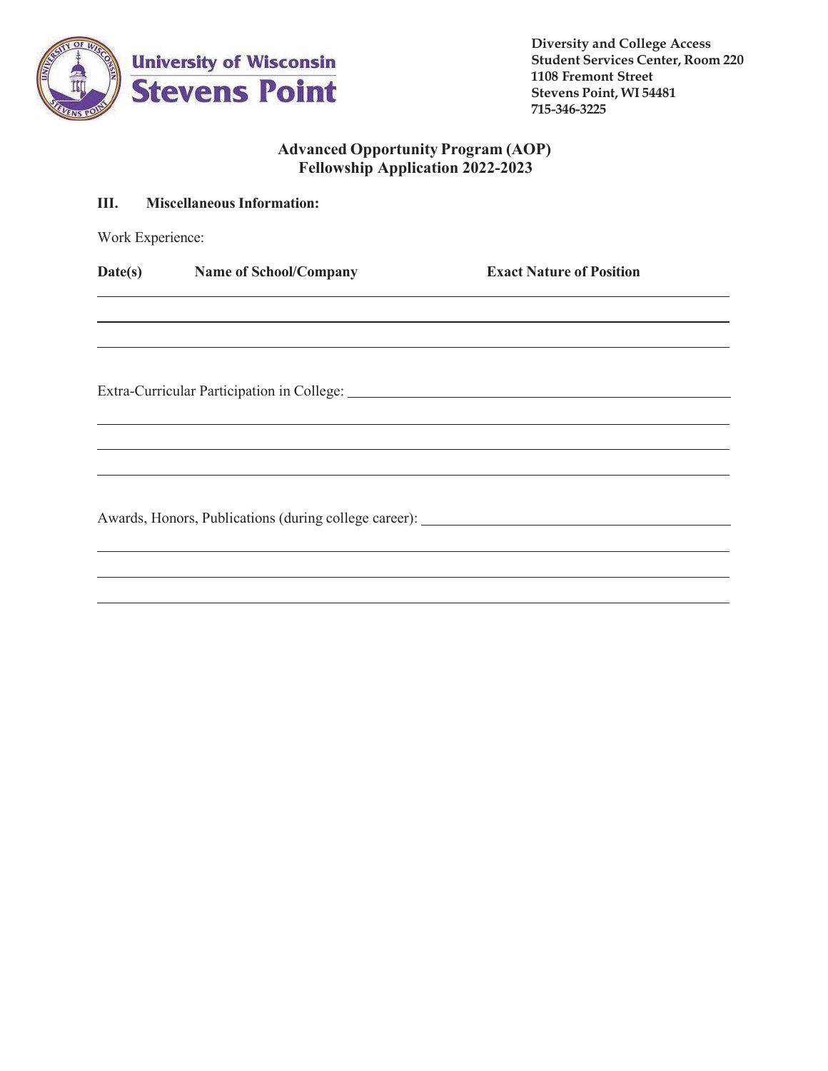**Diversity and College Access**
**Student Services Center, Room 220**
**1108 Fremont Street**
**Stevens Point, WI 54481**
**715-346-3225**

## Advanced Opportunity Program (AOP)
## Fellowship Application 2022-2023

**III. Miscellaneous Information:**

Work Experience:

| Date(s) | Name of School/Company | Exact Nature of Position |
|---|---|---|
| | | |
| | | |
| | | |

Extra-Curricular Participation in College: \_\_\_\_\_\_\_\_\_\_\_\_\_\_\_\_\_\_\_\_\_\_\_\_\_\_\_\_\_\_\_\_\_\_\_\_\_\_\_\_

\_\_\_\_\_\_\_\_\_\_\_\_\_\_\_\_\_\_\_\_\_\_\_\_\_\_\_\_\_\_\_\_\_\_\_\_\_\_\_\_\_\_\_\_\_\_\_\_\_\_\_\_\_\_\_\_\_\_\_\_\_\_\_\_\_\_\_\_\_\_\_\_\_\_\_\_\_\_

\_\_\_\_\_\_\_\_\_\_\_\_\_\_\_\_\_\_\_\_\_\_\_\_\_\_\_\_\_\_\_\_\_\_\_\_\_\_\_\_\_\_\_\_\_\_\_\_\_\_\_\_\_\_\_\_\_\_\_\_\_\_\_\_\_\_\_\_\_\_\_\_\_\_\_\_\_\_

\_\_\_\_\_\_\_\_\_\_\_\_\_\_\_\_\_\_\_\_\_\_\_\_\_\_\_\_\_\_\_\_\_\_\_\_\_\_\_\_\_\_\_\_\_\_\_\_\_\_\_\_\_\_\_\_\_\_\_\_\_\_\_\_\_\_\_\_\_\_\_\_\_\_\_\_\_\_

Awards, Honors, Publications (during college career): \_\_\_\_\_\_\_\_\_\_\_\_\_\_\_\_\_\_\_\_\_\_\_\_\_\_\_\_\_\_\_\_\_\_\_\_

\_\_\_\_\_\_\_\_\_\_\_\_\_\_\_\_\_\_\_\_\_\_\_\_\_\_\_\_\_\_\_\_\_\_\_\_\_\_\_\_\_\_\_\_\_\_\_\_\_\_\_\_\_\_\_\_\_\_\_\_\_\_\_\_\_\_\_\_\_\_\_\_\_\_\_\_\_\_

\_\_\_\_\_\_\_\_\_\_\_\_\_\_\_\_\_\_\_\_\_\_\_\_\_\_\_\_\_\_\_\_\_\_\_\_\_\_\_\_\_\_\_\_\_\_\_\_\_\_\_\_\_\_\_\_\_\_\_\_\_\_\_\_\_\_\_\_\_\_\_\_\_\_\_\_\_\_

\_\_\_\_\_\_\_\_\_\_\_\_\_\_\_\_\_\_\_\_\_\_\_\_\_\_\_\_\_\_\_\_\_\_\_\_\_\_\_\_\_\_\_\_\_\_\_\_\_\_\_\_\_\_\_\_\_\_\_\_\_\_\_\_\_\_\_\_\_\_\_\_\_\_\_\_\_\_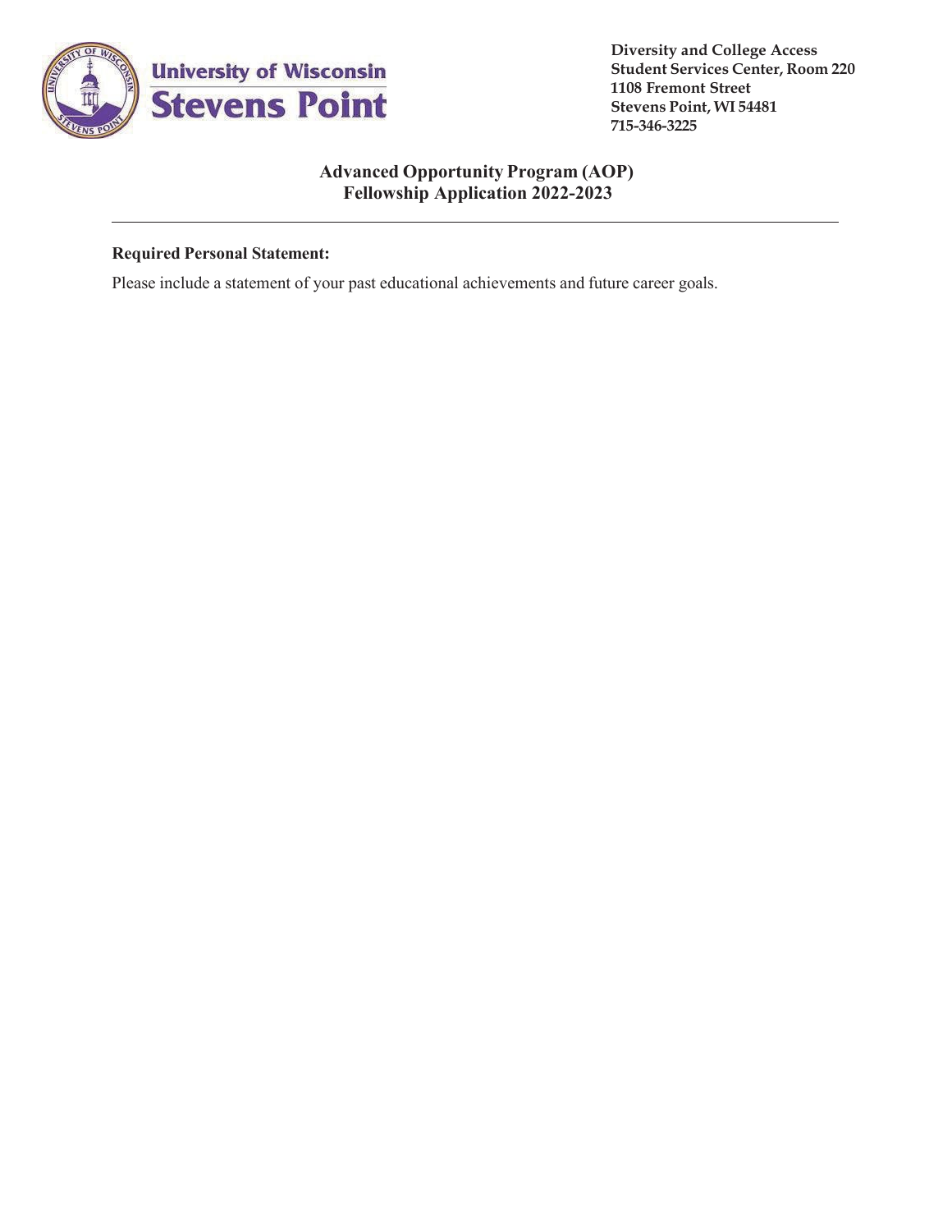**Diversity and College Access**
**Student Services Center, Room 220**
**1108 Fremont Street**
**Stevens Point, WI 54481**
**715-346-3225**

# Advanced Opportunity Program (AOP)
# Fellowship Application 2022-2023

---

**Required Personal Statement:**

Please include a statement of your past educational achievements and future career goals.